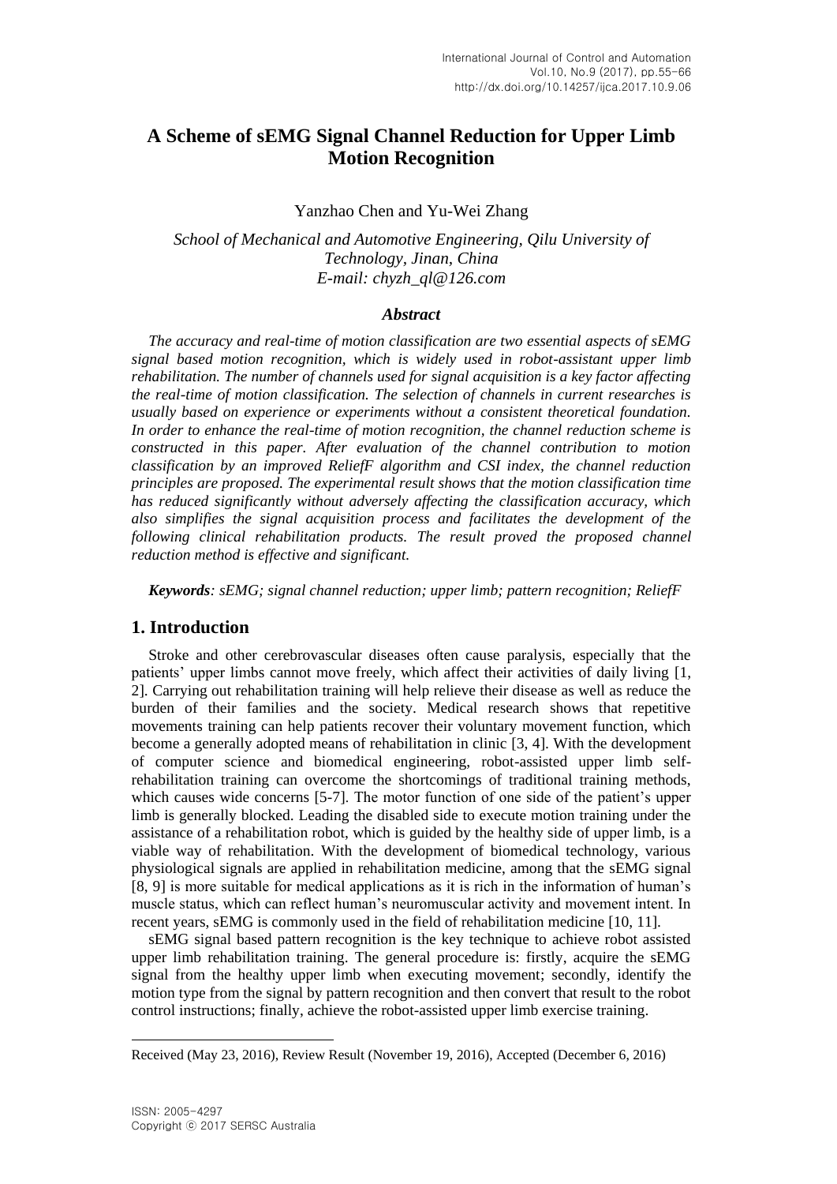# A Scheme of sEMG Signal Channel Reduction for Upper Limb Motion Recognition

Yanzhao Chen and Yu-Wei Zhang

*School of Mechanical and Automotive Engineering, Qilu University of Technology, Jinan, China*
*E-mail: chyzh_ql@126.com*

### *Abstract*

*The accuracy and real-time of motion classification are two essential aspects of sEMG signal based motion recognition, which is widely used in robot-assistant upper limb rehabilitation. The number of channels used for signal acquisition is a key factor affecting the real-time of motion classification. The selection of channels in current researches is usually based on experience or experiments without a consistent theoretical foundation. In order to enhance the real-time of motion recognition, the channel reduction scheme is constructed in this paper. After evaluation of the channel contribution to motion classification by an improved ReliefF algorithm and CSI index, the channel reduction principles are proposed. The experimental result shows that the motion classification time has reduced significantly without adversely affecting the classification accuracy, which also simplifies the signal acquisition process and facilitates the development of the following clinical rehabilitation products. The result proved the proposed channel reduction method is effective and significant.*

***Keywords****: sEMG; signal channel reduction; upper limb; pattern recognition; ReliefF*

## 1. Introduction

Stroke and other cerebrovascular diseases often cause paralysis, especially that the patients' upper limbs cannot move freely, which affect their activities of daily living [1, 2]. Carrying out rehabilitation training will help relieve their disease as well as reduce the burden of their families and the society. Medical research shows that repetitive movements training can help patients recover their voluntary movement function, which become a generally adopted means of rehabilitation in clinic [3, 4]. With the development of computer science and biomedical engineering, robot-assisted upper limb self-rehabilitation training can overcome the shortcomings of traditional training methods, which causes wide concerns [5-7]. The motor function of one side of the patient's upper limb is generally blocked. Leading the disabled side to execute motion training under the assistance of a rehabilitation robot, which is guided by the healthy side of upper limb, is a viable way of rehabilitation. With the development of biomedical technology, various physiological signals are applied in rehabilitation medicine, among that the sEMG signal [8, 9] is more suitable for medical applications as it is rich in the information of human's muscle status, which can reflect human's neuromuscular activity and movement intent. In recent years, sEMG is commonly used in the field of rehabilitation medicine [10, 11].

sEMG signal based pattern recognition is the key technique to achieve robot assisted upper limb rehabilitation training. The general procedure is: firstly, acquire the sEMG signal from the healthy upper limb when executing movement; secondly, identify the motion type from the signal by pattern recognition and then convert that result to the robot control instructions; finally, achieve the robot-assisted upper limb exercise training.

Received (May 23, 2016), Review Result (November 19, 2016), Accepted (December 6, 2016)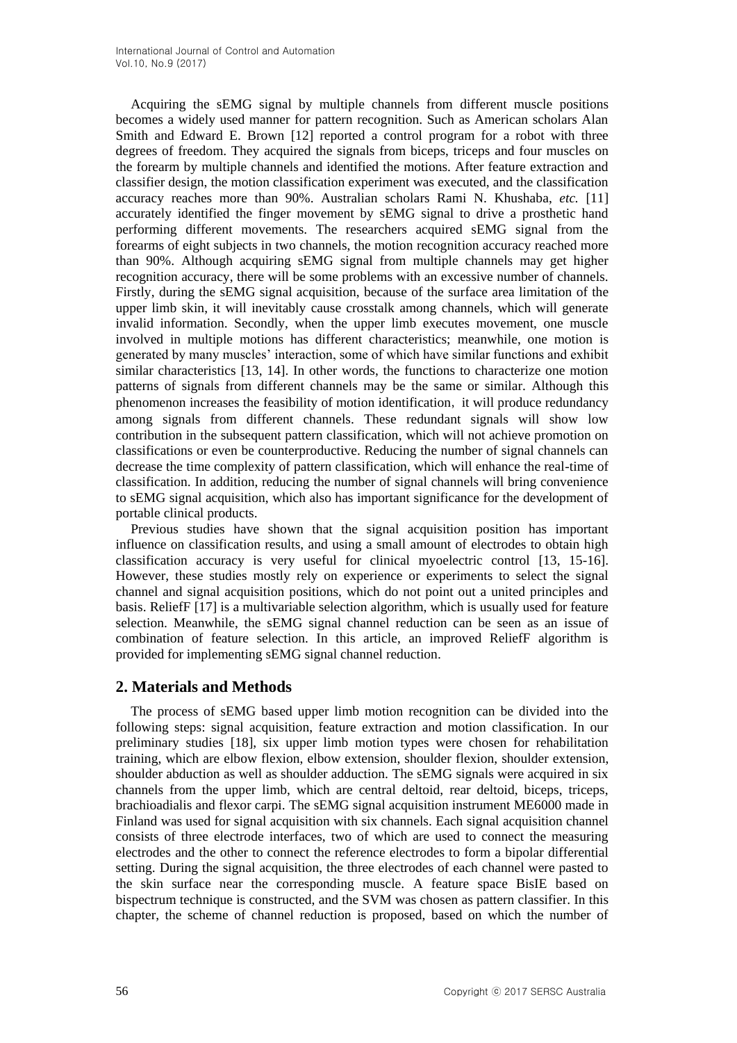Acquiring the sEMG signal by multiple channels from different muscle positions becomes a widely used manner for pattern recognition. Such as American scholars Alan Smith and Edward E. Brown [12] reported a control program for a robot with three degrees of freedom. They acquired the signals from biceps, triceps and four muscles on the forearm by multiple channels and identified the motions. After feature extraction and classifier design, the motion classification experiment was executed, and the classification accuracy reaches more than 90%. Australian scholars Rami N. Khushaba, *etc.* [11] accurately identified the finger movement by sEMG signal to drive a prosthetic hand performing different movements. The researchers acquired sEMG signal from the forearms of eight subjects in two channels, the motion recognition accuracy reached more than 90%. Although acquiring sEMG signal from multiple channels may get higher recognition accuracy, there will be some problems with an excessive number of channels. Firstly, during the sEMG signal acquisition, because of the surface area limitation of the upper limb skin, it will inevitably cause crosstalk among channels, which will generate invalid information. Secondly, when the upper limb executes movement, one muscle involved in multiple motions has different characteristics; meanwhile, one motion is generated by many muscles' interaction, some of which have similar functions and exhibit similar characteristics [13, 14]. In other words, the functions to characterize one motion patterns of signals from different channels may be the same or similar. Although this phenomenon increases the feasibility of motion identification, it will produce redundancy among signals from different channels. These redundant signals will show low contribution in the subsequent pattern classification, which will not achieve promotion on classifications or even be counterproductive. Reducing the number of signal channels can decrease the time complexity of pattern classification, which will enhance the real-time of classification. In addition, reducing the number of signal channels will bring convenience to sEMG signal acquisition, which also has important significance for the development of portable clinical products.

Previous studies have shown that the signal acquisition position has important influence on classification results, and using a small amount of electrodes to obtain high classification accuracy is very useful for clinical myoelectric control [13, 15-16]. However, these studies mostly rely on experience or experiments to select the signal channel and signal acquisition positions, which do not point out a united principles and basis. ReliefF [17] is a multivariable selection algorithm, which is usually used for feature selection. Meanwhile, the sEMG signal channel reduction can be seen as an issue of combination of feature selection. In this article, an improved ReliefF algorithm is provided for implementing sEMG signal channel reduction.

## 2. Materials and Methods

The process of sEMG based upper limb motion recognition can be divided into the following steps: signal acquisition, feature extraction and motion classification. In our preliminary studies [18], six upper limb motion types were chosen for rehabilitation training, which are elbow flexion, elbow extension, shoulder flexion, shoulder extension, shoulder abduction as well as shoulder adduction. The sEMG signals were acquired in six channels from the upper limb, which are central deltoid, rear deltoid, biceps, triceps, brachioadialis and flexor carpi. The sEMG signal acquisition instrument ME6000 made in Finland was used for signal acquisition with six channels. Each signal acquisition channel consists of three electrode interfaces, two of which are used to connect the measuring electrodes and the other to connect the reference electrodes to form a bipolar differential setting. During the signal acquisition, the three electrodes of each channel were pasted to the skin surface near the corresponding muscle. A feature space BisIE based on bispectrum technique is constructed, and the SVM was chosen as pattern classifier. In this chapter, the scheme of channel reduction is proposed, based on which the number of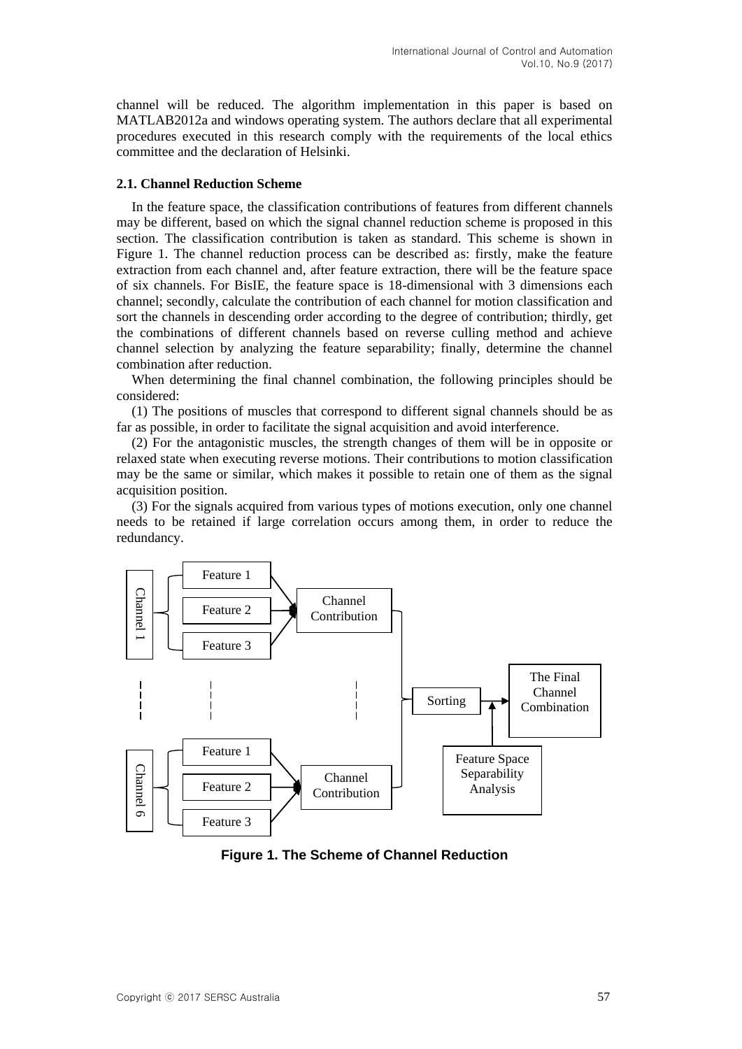channel will be reduced. The algorithm implementation in this paper is based on MATLAB2012a and windows operating system. The authors declare that all experimental procedures executed in this research comply with the requirements of the local ethics committee and the declaration of Helsinki.

### 2.1. Channel Reduction Scheme

In the feature space, the classification contributions of features from different channels may be different, based on which the signal channel reduction scheme is proposed in this section. The classification contribution is taken as standard. This scheme is shown in Figure 1. The channel reduction process can be described as: firstly, make the feature extraction from each channel and, after feature extraction, there will be the feature space of six channels. For BisIE, the feature space is 18-dimensional with 3 dimensions each channel; secondly, calculate the contribution of each channel for motion classification and sort the channels in descending order according to the degree of contribution; thirdly, get the combinations of different channels based on reverse culling method and achieve channel selection by analyzing the feature separability; finally, determine the channel combination after reduction.

When determining the final channel combination, the following principles should be considered:

(1) The positions of muscles that correspond to different signal channels should be as far as possible, in order to facilitate the signal acquisition and avoid interference.

(2) For the antagonistic muscles, the strength changes of them will be in opposite or relaxed state when executing reverse motions. Their contributions to motion classification may be the same or similar, which makes it possible to retain one of them as the signal acquisition position.

(3) For the signals acquired from various types of motions execution, only one channel needs to be retained if large correlation occurs among them, in order to reduce the redundancy.

Channel 1 — Feature 1, Feature 2, Feature 3 → Channel Contribution

Channel 6 — Feature 1, Feature 2, Feature 3 → Channel Contribution

Channel Contribution → Sorting → The Final Channel Combination ← Feature Space Separability Analysis

**Figure 1. The Scheme of Channel Reduction**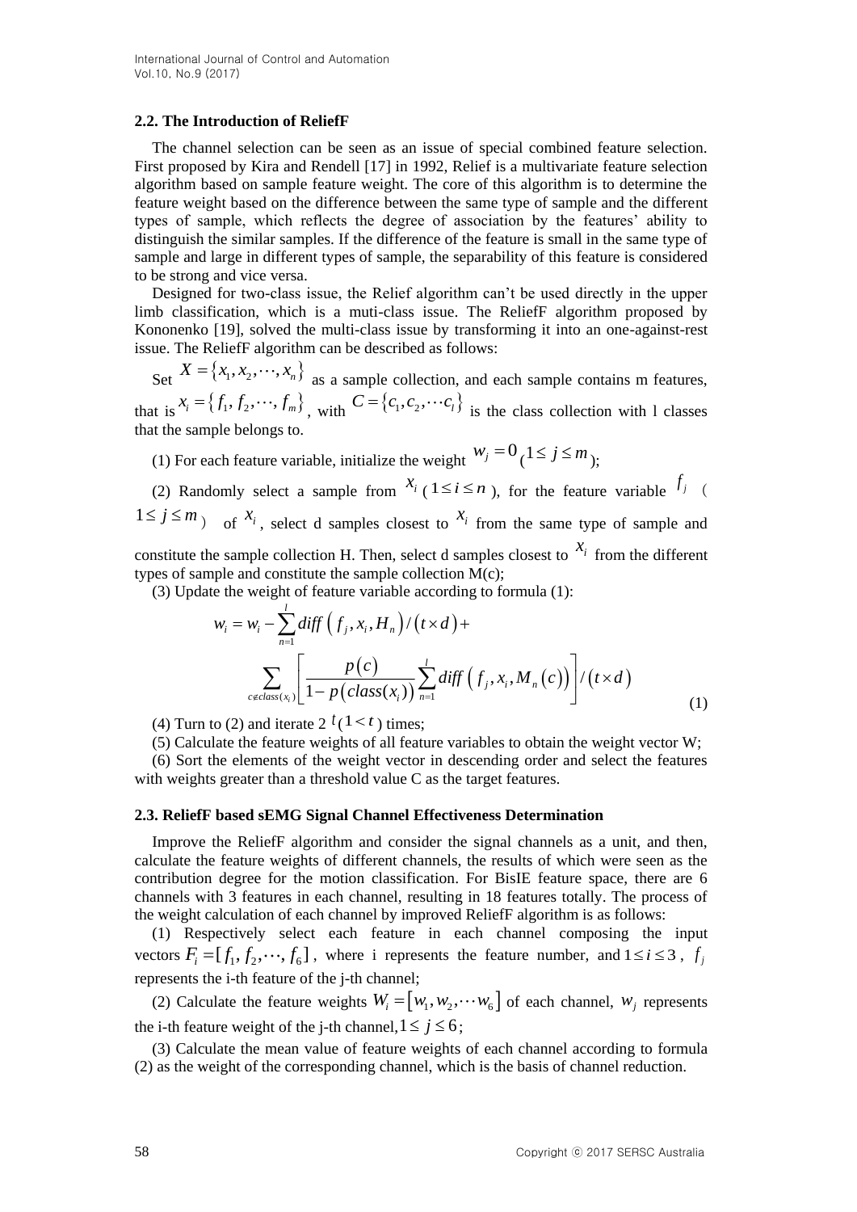### 2.2. The Introduction of ReliefF

The channel selection can be seen as an issue of special combined feature selection. First proposed by Kira and Rendell [17] in 1992, Relief is a multivariate feature selection algorithm based on sample feature weight. The core of this algorithm is to determine the feature weight based on the difference between the same type of sample and the different types of sample, which reflects the degree of association by the features' ability to distinguish the similar samples. If the difference of the feature is small in the same type of sample and large in different types of sample, the separability of this feature is considered to be strong and vice versa.

Designed for two-class issue, the Relief algorithm can't be used directly in the upper limb classification, which is a muti-class issue. The ReliefF algorithm proposed by Kononenko [19], solved the multi-class issue by transforming it into an one-against-rest issue. The ReliefF algorithm can be described as follows:

Set $X=\{x_1,x_2,\cdots,x_n\}$ as a sample collection, and each sample contains m features, that is $x_i=\{f_1,f_2,\cdots,f_m\}$, with $C=\{c_1,c_2,\cdots c_l\}$ is the class collection with l classes that the sample belongs to.

(1) For each feature variable, initialize the weight $w_j=0$ ($1\le j\le m$);

(2) Randomly select a sample from $x_i$ ($1\le i\le n$), for the feature variable $f_j$ ($1\le j\le m$) of $x_i$, select d samples closest to $x_i$ from the same type of sample and constitute the sample collection H. Then, select d samples closest to $x_i$ from the different types of sample and constitute the sample collection M(c);

(3) Update the weight of feature variable according to formula (1):

$$w_i = w_i - \sum_{n=1}^{l} diff\left(f_j, x_i, H_n\right)/\left(t\times d\right) + \sum_{c\notin class(x_i)}\left[\frac{p(c)}{1-p\left(class(x_i)\right)}\sum_{n=1}^{l} diff\left(f_j, x_i, M_n(c)\right)\right]/\left(t\times d\right) \tag{1}$$

(4) Turn to (2) and iterate 2 $t$ ($1<t$) times;

(5) Calculate the feature weights of all feature variables to obtain the weight vector W;

(6) Sort the elements of the weight vector in descending order and select the features with weights greater than a threshold value C as the target features.

### 2.3. ReliefF based sEMG Signal Channel Effectiveness Determination

Improve the ReliefF algorithm and consider the signal channels as a unit, and then, calculate the feature weights of different channels, the results of which were seen as the contribution degree for the motion classification. For BisIE feature space, there are 6 channels with 3 features in each channel, resulting in 18 features totally. The process of the weight calculation of each channel by improved ReliefF algorithm is as follows:

(1) Respectively select each feature in each channel composing the input vectors $F_i=[f_1,f_2,\cdots,f_6]$, where i represents the feature number, and $1\le i\le 3$, $f_j$ represents the i-th feature of the j-th channel;

(2) Calculate the feature weights $W_i=[w_1,w_2,\cdots w_6]$ of each channel, $w_j$ represents the i-th feature weight of the j-th channel, $1\le j\le 6$;

(3) Calculate the mean value of feature weights of each channel according to formula (2) as the weight of the corresponding channel, which is the basis of channel reduction.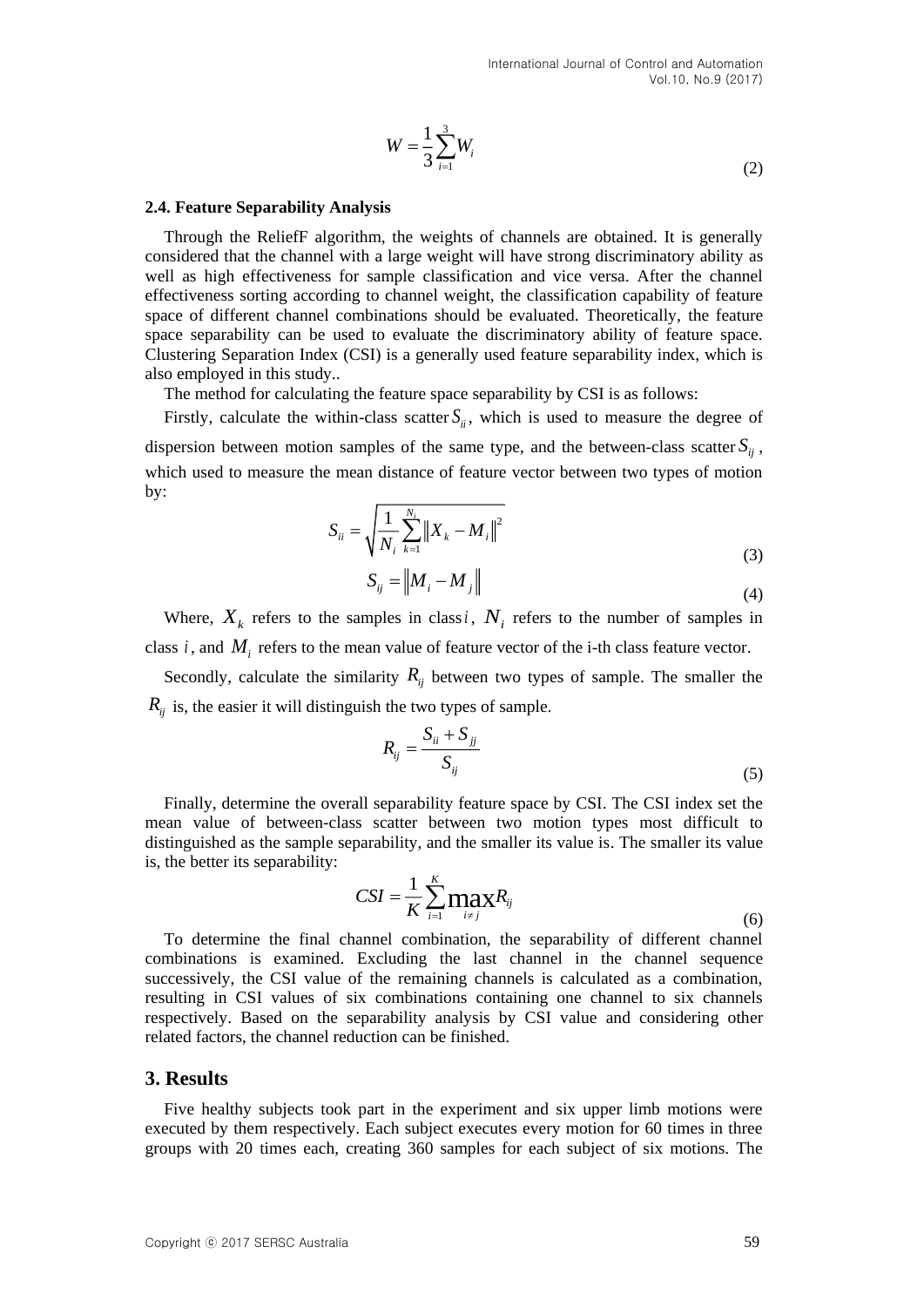$$W = \frac{1}{3}\sum_{i=1}^{3} W_i \tag{2}$$

### 2.4. Feature Separability Analysis

Through the ReliefF algorithm, the weights of channels are obtained. It is generally considered that the channel with a large weight will have strong discriminatory ability as well as high effectiveness for sample classification and vice versa. After the channel effectiveness sorting according to channel weight, the classification capability of feature space of different channel combinations should be evaluated. Theoretically, the feature space separability can be used to evaluate the discriminatory ability of feature space. Clustering Separation Index (CSI) is a generally used feature separability index, which is also employed in this study..

The method for calculating the feature space separability by CSI is as follows:

Firstly, calculate the within-class scatter $S_{ii}$, which is used to measure the degree of dispersion between motion samples of the same type, and the between-class scatter $S_{ij}$, which used to measure the mean distance of feature vector between two types of motion by:

$$S_{ii} = \sqrt{\frac{1}{N_i}\sum_{k=1}^{N_i}\left\| X_k - M_i \right\|^2} \tag{3}$$

$$S_{ij} = \left\| M_i - M_j \right\| \tag{4}$$

Where, $X_k$ refers to the samples in class $i$, $N_i$ refers to the number of samples in class $i$, and $M_i$ refers to the mean value of feature vector of the i-th class feature vector.

Secondly, calculate the similarity $R_{ij}$ between two types of sample. The smaller the $R_{ij}$ is, the easier it will distinguish the two types of sample.

$$R_{ij} = \frac{S_{ii} + S_{jj}}{S_{ij}} \tag{5}$$

Finally, determine the overall separability feature space by CSI. The CSI index set the mean value of between-class scatter between two motion types most difficult to distinguished as the sample separability, and the smaller its value is. The smaller its value is, the better its separability:

$$CSI = \frac{1}{K}\sum_{i=1}^{K}\max_{i \neq j} R_{ij} \tag{6}$$

To determine the final channel combination, the separability of different channel combinations is examined. Excluding the last channel in the channel sequence successively, the CSI value of the remaining channels is calculated as a combination, resulting in CSI values of six combinations containing one channel to six channels respectively. Based on the separability analysis by CSI value and considering other related factors, the channel reduction can be finished.

## 3. Results

Five healthy subjects took part in the experiment and six upper limb motions were executed by them respectively. Each subject executes every motion for 60 times in three groups with 20 times each, creating 360 samples for each subject of six motions. The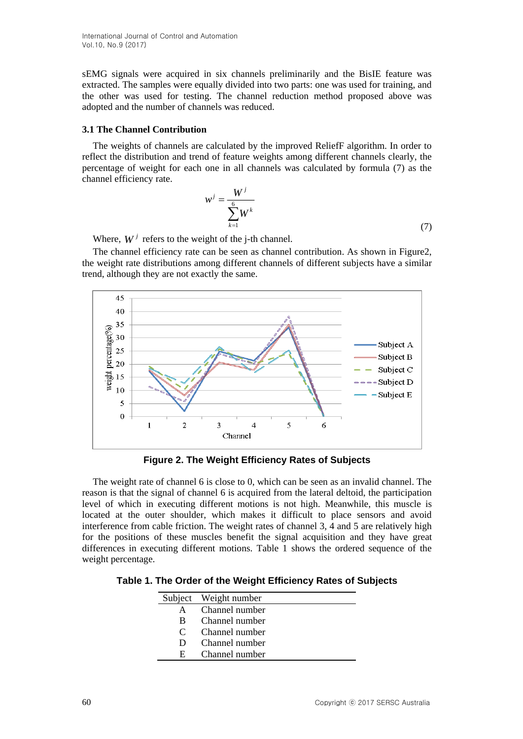sEMG signals were acquired in six channels preliminarily and the BisIE feature was extracted. The samples were equally divided into two parts: one was used for training, and the other was used for testing. The channel reduction method proposed above was adopted and the number of channels was reduced.

### 3.1 The Channel Contribution

The weights of channels are calculated by the improved ReliefF algorithm. In order to reflect the distribution and trend of feature weights among different channels clearly, the percentage of weight for each one in all channels was calculated by formula (7) as the channel efficiency rate.

$$w^j = \frac{W^j}{\sum_{k=1}^{6} W^k} \tag{7}$$

Where, $W^j$ refers to the weight of the j-th channel.

The channel efficiency rate can be seen as channel contribution. As shown in Figure2, the weight rate distributions among different channels of different subjects have a similar trend, although they are not exactly the same.

**Figure 2. The Weight Efficiency Rates of Subjects**

The weight rate of channel 6 is close to 0, which can be seen as an invalid channel. The reason is that the signal of channel 6 is acquired from the lateral deltoid, the participation level of which in executing different motions is not high. Meanwhile, this muscle is located at the outer shoulder, which makes it difficult to place sensors and avoid interference from cable friction. The weight rates of channel 3, 4 and 5 are relatively high for the positions of these muscles benefit the signal acquisition and they have great differences in executing different motions. Table 1 shows the ordered sequence of the weight percentage.

**Table 1. The Order of the Weight Efficiency Rates of Subjects**

| Subject | Weight number |
|---|---|
| A | Channel number |
| B | Channel number |
| C | Channel number |
| D | Channel number |
| E | Channel number |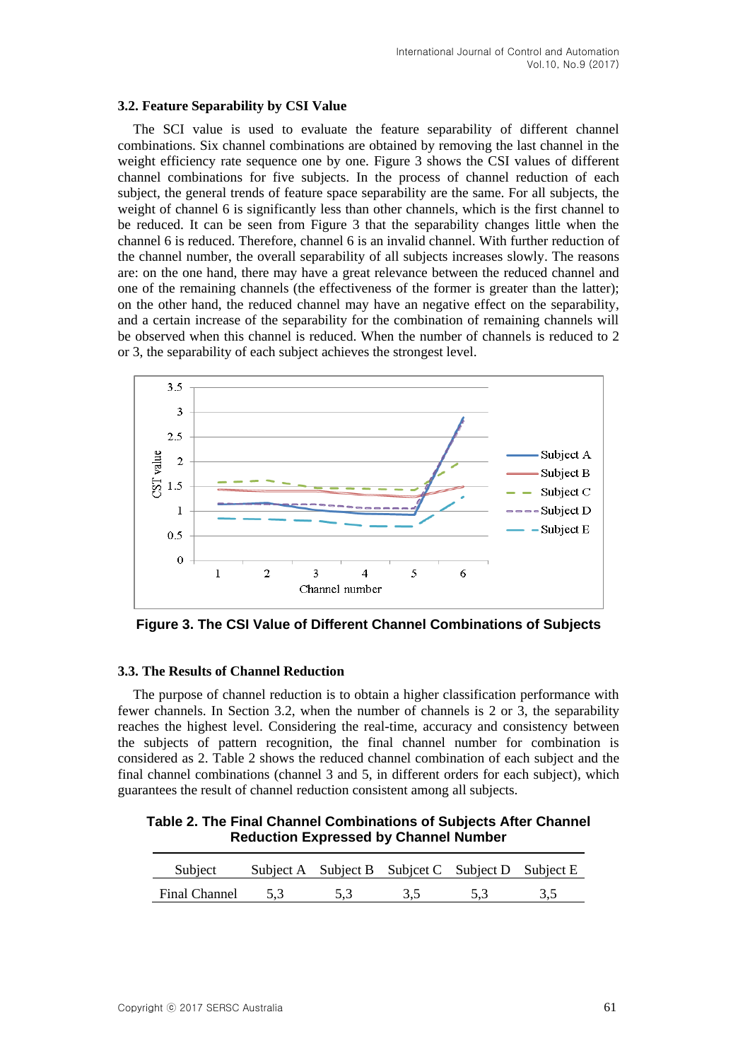### 3.2. Feature Separability by CSI Value

The SCI value is used to evaluate the feature separability of different channel combinations. Six channel combinations are obtained by removing the last channel in the weight efficiency rate sequence one by one. Figure 3 shows the CSI values of different channel combinations for five subjects. In the process of channel reduction of each subject, the general trends of feature space separability are the same. For all subjects, the weight of channel 6 is significantly less than other channels, which is the first channel to be reduced. It can be seen from Figure 3 that the separability changes little when the channel 6 is reduced. Therefore, channel 6 is an invalid channel. With further reduction of the channel number, the overall separability of all subjects increases slowly. The reasons are: on the one hand, there may have a great relevance between the reduced channel and one of the remaining channels (the effectiveness of the former is greater than the latter); on the other hand, the reduced channel may have an negative effect on the separability, and a certain increase of the separability for the combination of remaining channels will be observed when this channel is reduced. When the number of channels is reduced to 2 or 3, the separability of each subject achieves the strongest level.

**Figure 3. The CSI Value of Different Channel Combinations of Subjects**

### 3.3. The Results of Channel Reduction

The purpose of channel reduction is to obtain a higher classification performance with fewer channels. In Section 3.2, when the number of channels is 2 or 3, the separability reaches the highest level. Considering the real-time, accuracy and consistency between the subjects of pattern recognition, the final channel number for combination is considered as 2. Table 2 shows the reduced channel combination of each subject and the final channel combinations (channel 3 and 5, in different orders for each subject), which guarantees the result of channel reduction consistent among all subjects.

**Table 2. The Final Channel Combinations of Subjects After Channel Reduction Expressed by Channel Number**

| Subject | Subject A | Subject B | Subjcet C | Subject D | Subject E |
|---|---|---|---|---|---|
| Final Channel | 5,3 | 5,3 | 3,5 | 5,3 | 3,5 |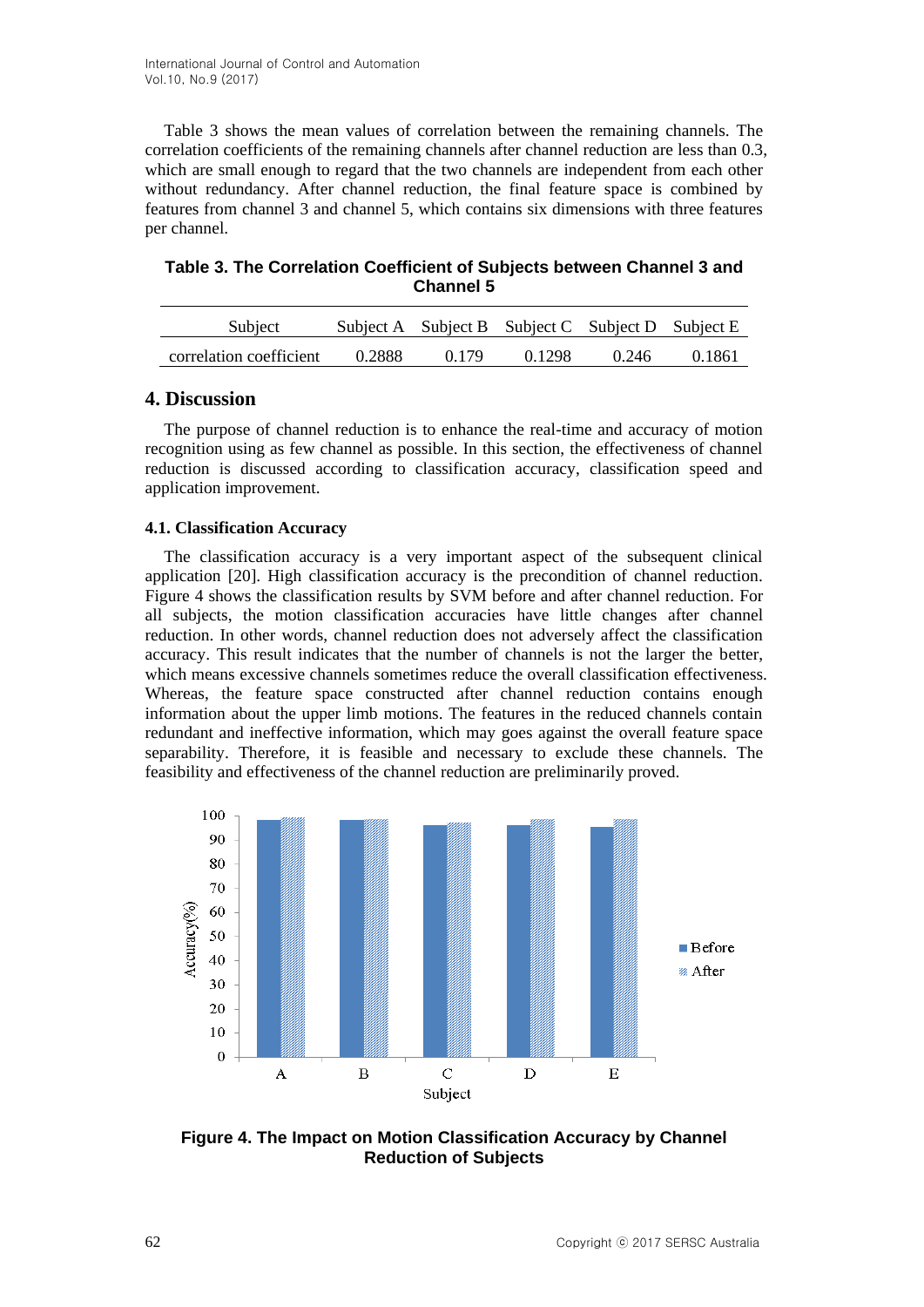Table 3 shows the mean values of correlation between the remaining channels. The correlation coefficients of the remaining channels after channel reduction are less than 0.3, which are small enough to regard that the two channels are independent from each other without redundancy. After channel reduction, the final feature space is combined by features from channel 3 and channel 5, which contains six dimensions with three features per channel.

**Table 3. The Correlation Coefficient of Subjects between Channel 3 and Channel 5**

| Subject | Subject A | Subject B | Subject C | Subject D | Subject E |
|---|---|---|---|---|---|
| correlation coefficient | 0.2888 | 0.179 | 0.1298 | 0.246 | 0.1861 |

## 4. Discussion

The purpose of channel reduction is to enhance the real-time and accuracy of motion recognition using as few channel as possible. In this section, the effectiveness of channel reduction is discussed according to classification accuracy, classification speed and application improvement.

### 4.1. Classification Accuracy

The classification accuracy is a very important aspect of the subsequent clinical application [20]. High classification accuracy is the precondition of channel reduction. Figure 4 shows the classification results by SVM before and after channel reduction. For all subjects, the motion classification accuracies have little changes after channel reduction. In other words, channel reduction does not adversely affect the classification accuracy. This result indicates that the number of channels is not the larger the better, which means excessive channels sometimes reduce the overall classification effectiveness. Whereas, the feature space constructed after channel reduction contains enough information about the upper limb motions. The features in the reduced channels contain redundant and ineffective information, which may goes against the overall feature space separability. Therefore, it is feasible and necessary to exclude these channels. The feasibility and effectiveness of the channel reduction are preliminarily proved.

**Figure 4. The Impact on Motion Classification Accuracy by Channel Reduction of Subjects**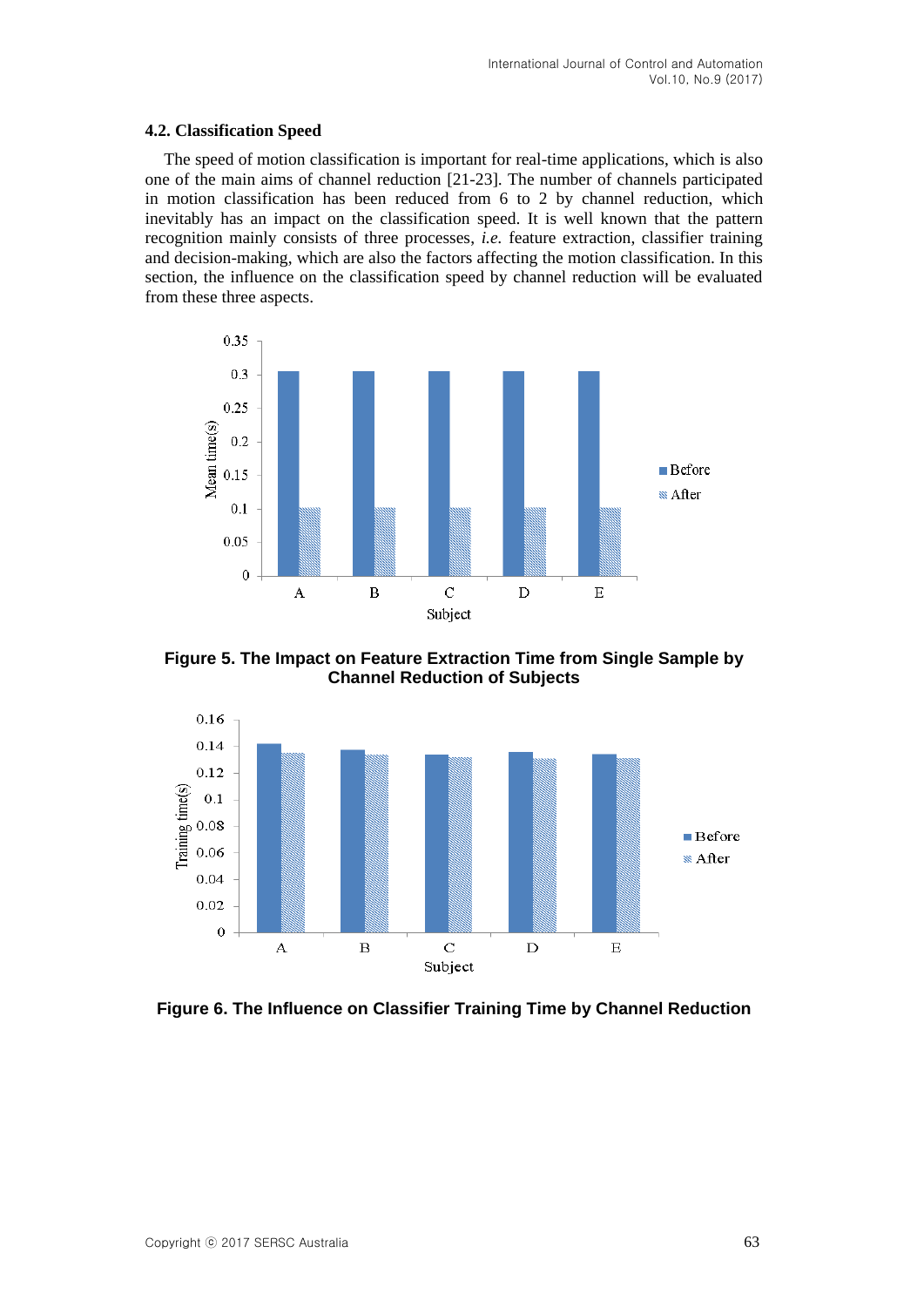### 4.2. Classification Speed

The speed of motion classification is important for real-time applications, which is also one of the main aims of channel reduction [21-23]. The number of channels participated in motion classification has been reduced from 6 to 2 by channel reduction, which inevitably has an impact on the classification speed. It is well known that the pattern recognition mainly consists of three processes, *i.e.* feature extraction, classifier training and decision-making, which are also the factors affecting the motion classification. In this section, the influence on the classification speed by channel reduction will be evaluated from these three aspects.

**Figure 5. The Impact on Feature Extraction Time from Single Sample by Channel Reduction of Subjects**

**Figure 6. The Influence on Classifier Training Time by Channel Reduction**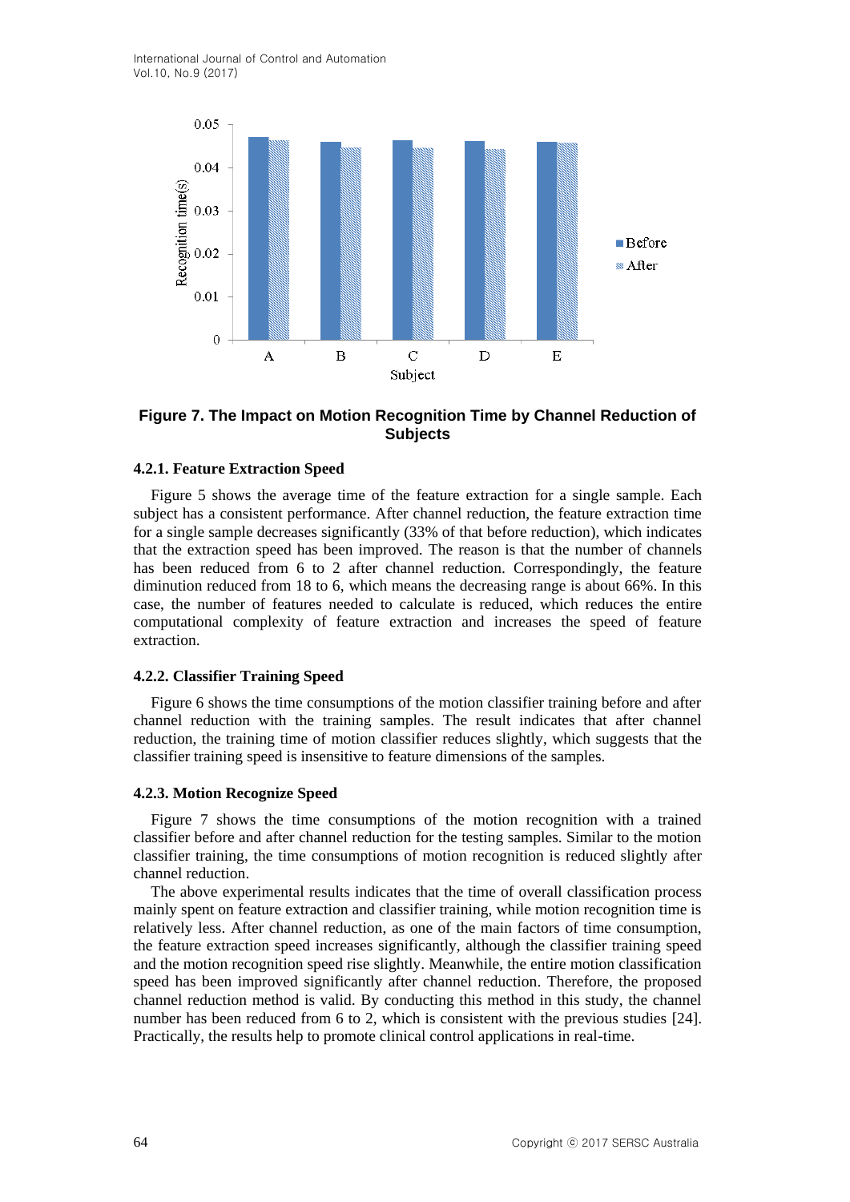**Figure 7. The Impact on Motion Recognition Time by Channel Reduction of Subjects**

#### 4.2.1. Feature Extraction Speed

Figure 5 shows the average time of the feature extraction for a single sample. Each subject has a consistent performance. After channel reduction, the feature extraction time for a single sample decreases significantly (33% of that before reduction), which indicates that the extraction speed has been improved. The reason is that the number of channels has been reduced from 6 to 2 after channel reduction. Correspondingly, the feature diminution reduced from 18 to 6, which means the decreasing range is about 66%. In this case, the number of features needed to calculate is reduced, which reduces the entire computational complexity of feature extraction and increases the speed of feature extraction.

#### 4.2.2. Classifier Training Speed

Figure 6 shows the time consumptions of the motion classifier training before and after channel reduction with the training samples. The result indicates that after channel reduction, the training time of motion classifier reduces slightly, which suggests that the classifier training speed is insensitive to feature dimensions of the samples.

#### 4.2.3. Motion Recognize Speed

Figure 7 shows the time consumptions of the motion recognition with a trained classifier before and after channel reduction for the testing samples. Similar to the motion classifier training, the time consumptions of motion recognition is reduced slightly after channel reduction.

The above experimental results indicates that the time of overall classification process mainly spent on feature extraction and classifier training, while motion recognition time is relatively less. After channel reduction, as one of the main factors of time consumption, the feature extraction speed increases significantly, although the classifier training speed and the motion recognition speed rise slightly. Meanwhile, the entire motion classification speed has been improved significantly after channel reduction. Therefore, the proposed channel reduction method is valid. By conducting this method in this study, the channel number has been reduced from 6 to 2, which is consistent with the previous studies [24]. Practically, the results help to promote clinical control applications in real-time.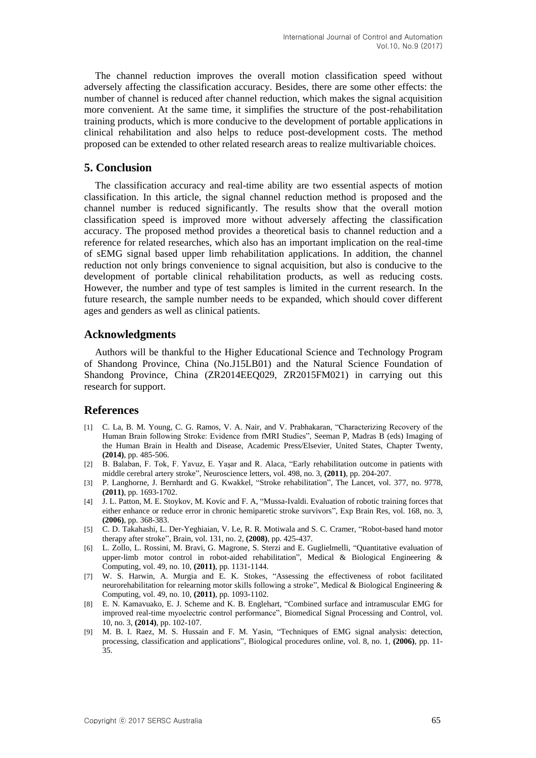The channel reduction improves the overall motion classification speed without adversely affecting the classification accuracy. Besides, there are some other effects: the number of channel is reduced after channel reduction, which makes the signal acquisition more convenient. At the same time, it simplifies the structure of the post-rehabilitation training products, which is more conducive to the development of portable applications in clinical rehabilitation and also helps to reduce post-development costs. The method proposed can be extended to other related research areas to realize multivariable choices.

## 5. Conclusion

The classification accuracy and real-time ability are two essential aspects of motion classification. In this article, the signal channel reduction method is proposed and the channel number is reduced significantly. The results show that the overall motion classification speed is improved more without adversely affecting the classification accuracy. The proposed method provides a theoretical basis to channel reduction and a reference for related researches, which also has an important implication on the real-time of sEMG signal based upper limb rehabilitation applications. In addition, the channel reduction not only brings convenience to signal acquisition, but also is conducive to the development of portable clinical rehabilitation products, as well as reducing costs. However, the number and type of test samples is limited in the current research. In the future research, the sample number needs to be expanded, which should cover different ages and genders as well as clinical patients.

## Acknowledgments

Authors will be thankful to the Higher Educational Science and Technology Program of Shandong Province, China (No.J15LB01) and the Natural Science Foundation of Shandong Province, China (ZR2014EEQ029, ZR2015FM021) in carrying out this research for support.

## References

[1] C. La, B. M. Young, C. G. Ramos, V. A. Nair, and V. Prabhakaran, "Characterizing Recovery of the Human Brain following Stroke: Evidence from fMRI Studies", Seeman P, Madras B (eds) Imaging of the Human Brain in Health and Disease, Academic Press/Elsevier, United States, Chapter Twenty, **(2014)**, pp. 485-506.

[2] B. Balaban, F. Tok, F. Yavuz, E. Yaşar and R. Alaca, "Early rehabilitation outcome in patients with middle cerebral artery stroke", Neuroscience letters, vol. 498, no. 3, **(2011)**, pp. 204-207.

[3] P. Langhorne, J. Bernhardt and G. Kwakkel, "Stroke rehabilitation", The Lancet, vol. 377, no. 9778, **(2011)**, pp. 1693-1702.

[4] J. L. Patton, M. E. Stoykov, M. Kovic and F. A, "Mussa-Ivaldi. Evaluation of robotic training forces that either enhance or reduce error in chronic hemiparetic stroke survivors", Exp Brain Res, vol. 168, no. 3, **(2006)**, pp. 368-383.

[5] C. D. Takahashi, L. Der-Yeghiaian, V. Le, R. R. Motiwala and S. C. Cramer, "Robot-based hand motor therapy after stroke", Brain, vol. 131, no. 2, **(2008)**, pp. 425-437.

[6] L. Zollo, L. Rossini, M. Bravi, G. Magrone, S. Sterzi and E. Guglielmelli, "Quantitative evaluation of upper-limb motor control in robot-aided rehabilitation", Medical & Biological Engineering & Computing, vol. 49, no. 10, **(2011)**, pp. 1131-1144.

[7] W. S. Harwin, A. Murgia and E. K. Stokes, "Assessing the effectiveness of robot facilitated neurorehabilitation for relearning motor skills following a stroke", Medical & Biological Engineering & Computing, vol. 49, no. 10, **(2011)**, pp. 1093-1102.

[8] E. N. Kamavuako, E. J. Scheme and K. B. Englehart, "Combined surface and intramuscular EMG for improved real-time myoelectric control performance", Biomedical Signal Processing and Control, vol. 10, no. 3, **(2014)**, pp. 102-107.

[9] M. B. I. Raez, M. S. Hussain and F. M. Yasin, "Techniques of EMG signal analysis: detection, processing, classification and applications", Biological procedures online, vol. 8, no. 1, **(2006)**, pp. 11-35.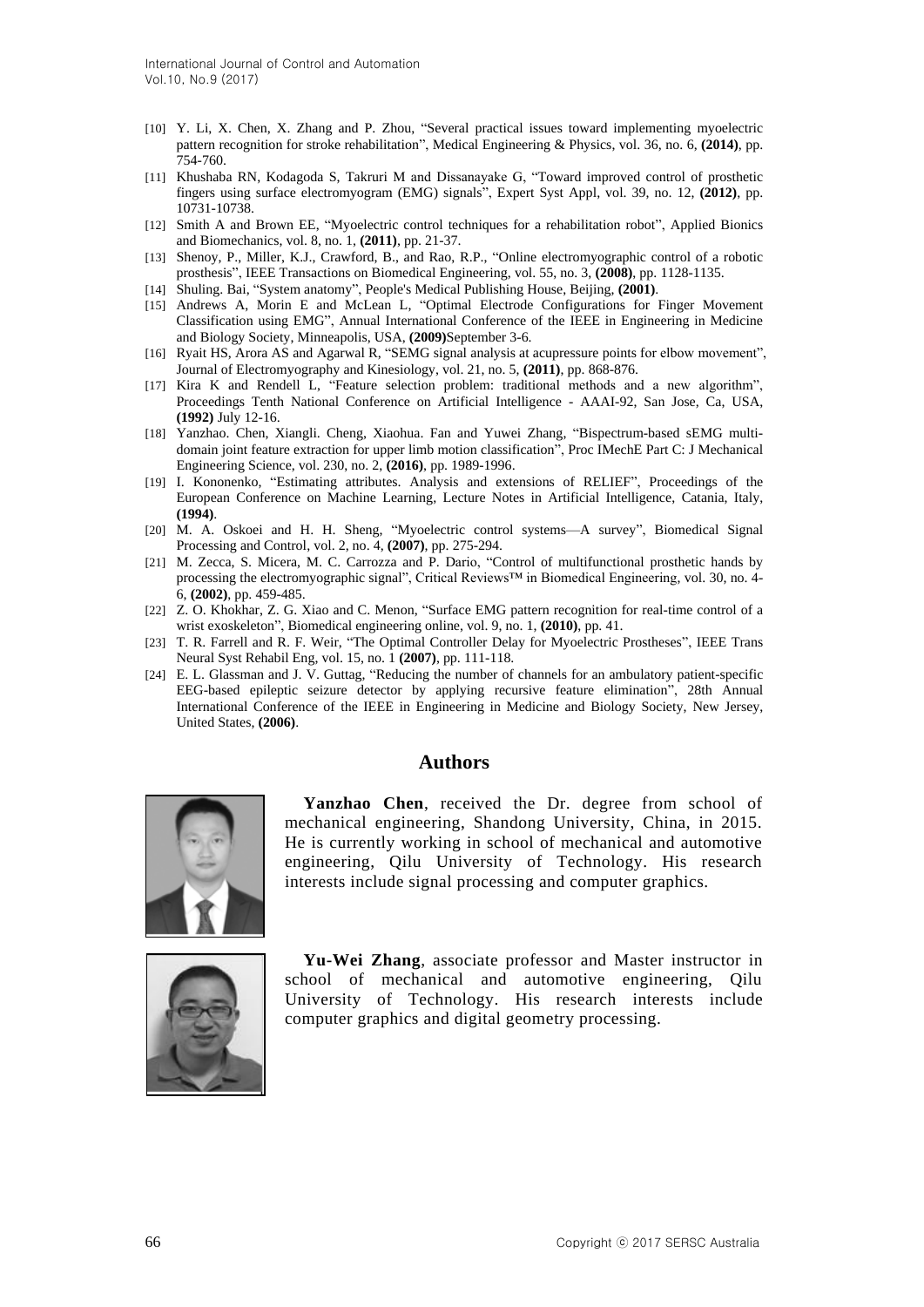[10] Y. Li, X. Chen, X. Zhang and P. Zhou, "Several practical issues toward implementing myoelectric pattern recognition for stroke rehabilitation", Medical Engineering & Physics, vol. 36, no. 6, **(2014)**, pp. 754-760.

[11] Khushaba RN, Kodagoda S, Takruri M and Dissanayake G, "Toward improved control of prosthetic fingers using surface electromyogram (EMG) signals", Expert Syst Appl, vol. 39, no. 12, **(2012)**, pp. 10731-10738.

[12] Smith A and Brown EE, "Myoelectric control techniques for a rehabilitation robot", Applied Bionics and Biomechanics, vol. 8, no. 1, **(2011)**, pp. 21-37.

[13] Shenoy, P., Miller, K.J., Crawford, B., and Rao, R.P., "Online electromyographic control of a robotic prosthesis", IEEE Transactions on Biomedical Engineering, vol. 55, no. 3, **(2008)**, pp. 1128-1135.

[14] Shuling. Bai, "System anatomy", People's Medical Publishing House, Beijing, **(2001)**.

[15] Andrews A, Morin E and McLean L, "Optimal Electrode Configurations for Finger Movement Classification using EMG", Annual International Conference of the IEEE in Engineering in Medicine and Biology Society, Minneapolis, USA, **(2009)**September 3-6.

[16] Ryait HS, Arora AS and Agarwal R, "SEMG signal analysis at acupressure points for elbow movement", Journal of Electromyography and Kinesiology, vol. 21, no. 5, **(2011)**, pp. 868-876.

[17] Kira K and Rendell L, "Feature selection problem: traditional methods and a new algorithm", Proceedings Tenth National Conference on Artificial Intelligence - AAAI-92, San Jose, Ca, USA, **(1992)** July 12-16.

[18] Yanzhao. Chen, Xiangli. Cheng, Xiaohua. Fan and Yuwei Zhang, "Bispectrum-based sEMG multi-domain joint feature extraction for upper limb motion classification", Proc IMechE Part C: J Mechanical Engineering Science, vol. 230, no. 2, **(2016)**, pp. 1989-1996.

[19] I. Kononenko, "Estimating attributes. Analysis and extensions of RELIEF", Proceedings of the European Conference on Machine Learning, Lecture Notes in Artificial Intelligence, Catania, Italy, **(1994)**.

[20] M. A. Oskoei and H. H. Sheng, "Myoelectric control systems—A survey", Biomedical Signal Processing and Control, vol. 2, no. 4, **(2007)**, pp. 275-294.

[21] M. Zecca, S. Micera, M. C. Carrozza and P. Dario, "Control of multifunctional prosthetic hands by processing the electromyographic signal", Critical Reviews™ in Biomedical Engineering, vol. 30, no. 4-6, **(2002)**, pp. 459-485.

[22] Z. O. Khokhar, Z. G. Xiao and C. Menon, "Surface EMG pattern recognition for real-time control of a wrist exoskeleton", Biomedical engineering online, vol. 9, no. 1, **(2010)**, pp. 41.

[23] T. R. Farrell and R. F. Weir, "The Optimal Controller Delay for Myoelectric Prostheses", IEEE Trans Neural Syst Rehabil Eng, vol. 15, no. 1 **(2007)**, pp. 111-118.

[24] E. L. Glassman and J. V. Guttag, "Reducing the number of channels for an ambulatory patient-specific EEG-based epileptic seizure detector by applying recursive feature elimination", 28th Annual International Conference of the IEEE in Engineering in Medicine and Biology Society, New Jersey, United States, **(2006)**.

## Authors

**Yanzhao Chen**, received the Dr. degree from school of mechanical engineering, Shandong University, China, in 2015. He is currently working in school of mechanical and automotive engineering, Qilu University of Technology. His research interests include signal processing and computer graphics.

**Yu-Wei Zhang**, associate professor and Master instructor in school of mechanical and automotive engineering, Qilu University of Technology. His research interests include computer graphics and digital geometry processing.